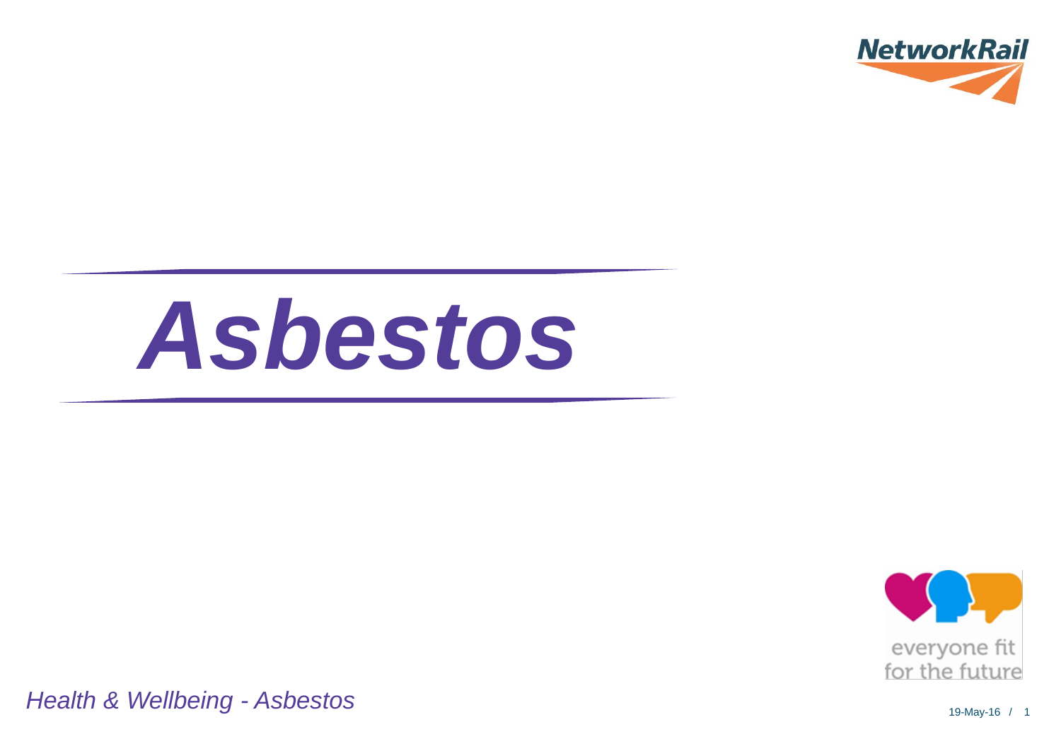# *Asbestos*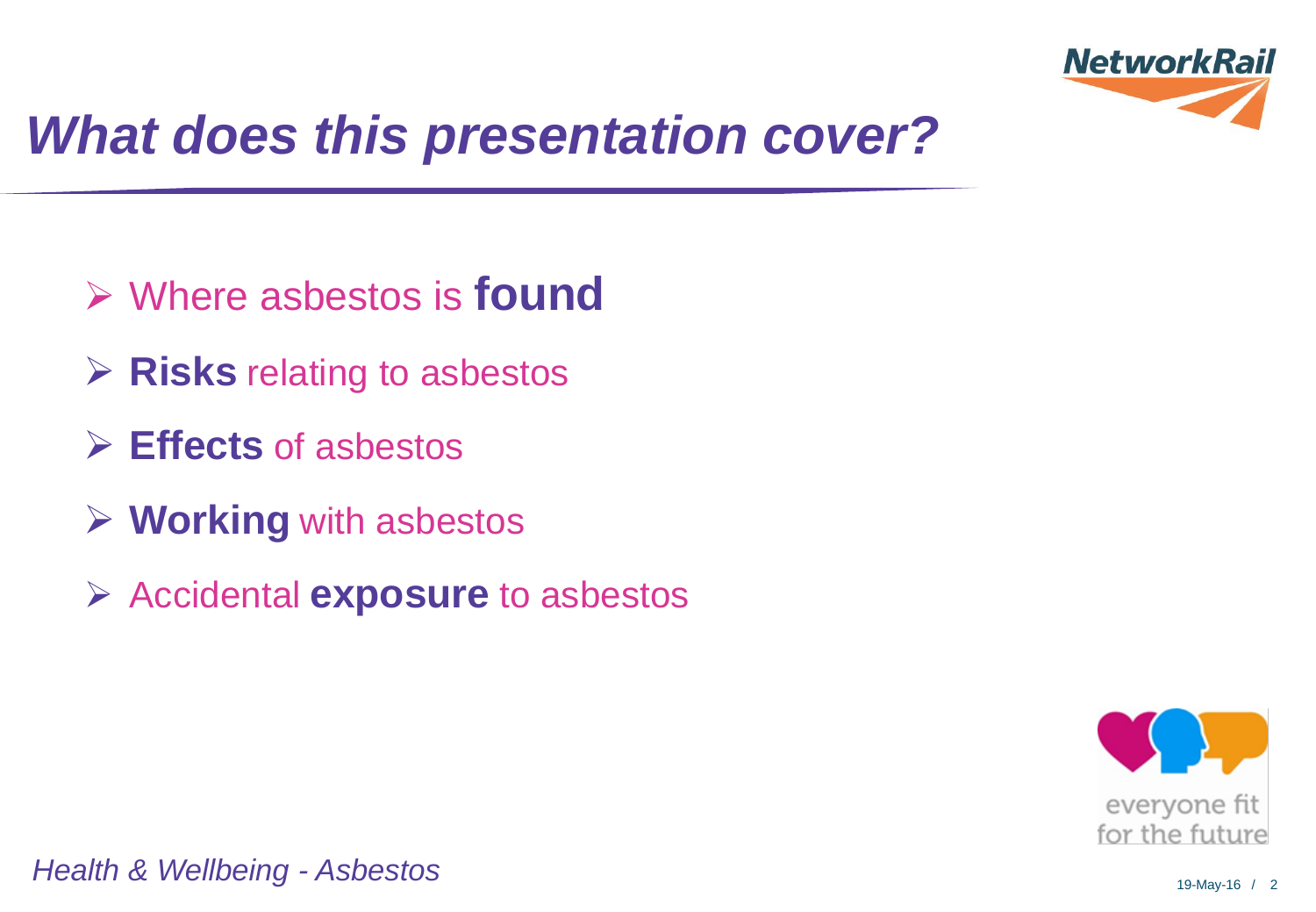# What does this presentation cover?

- Where asbestos is **found**
- **Risks** relating to asbestos
- **Effects** of asbestos
- **Working** with asbestos
- Accidental **exposure** to asbestos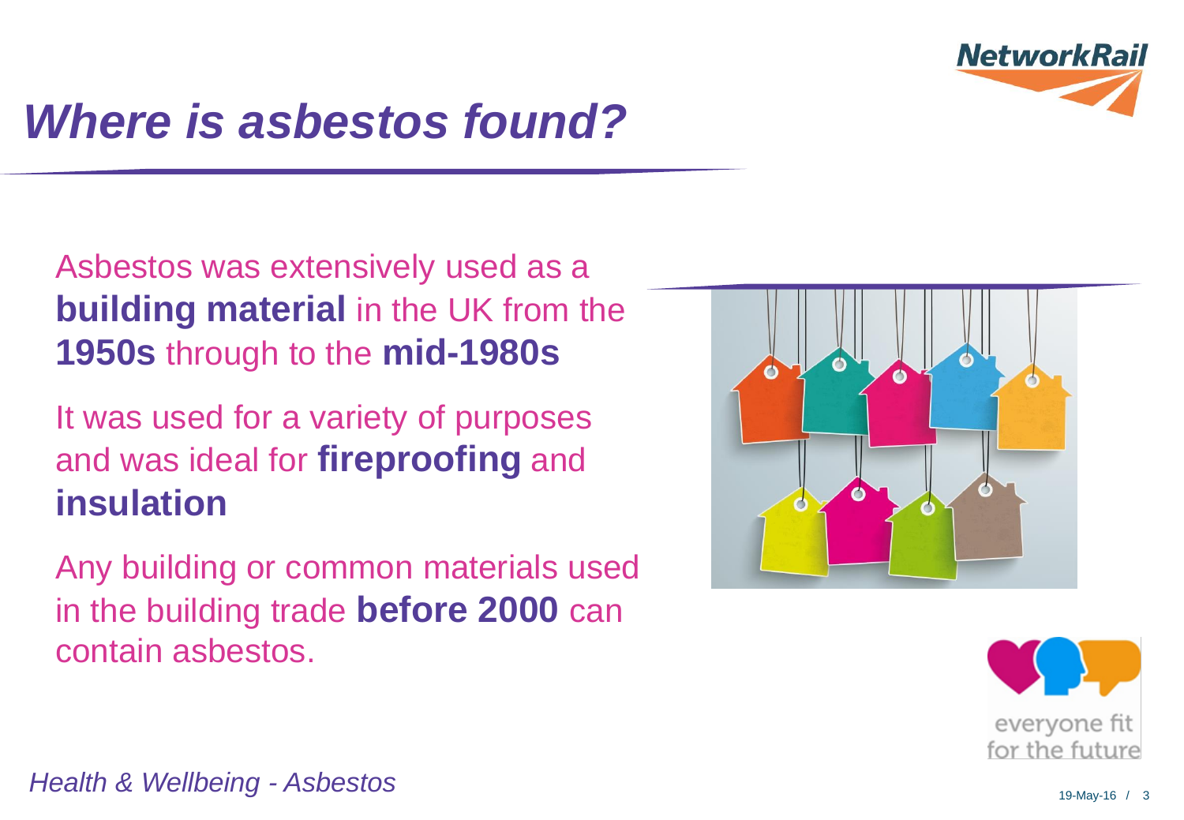# *Where is asbestos found?*

Asbestos was extensively used as a **building material** in the UK from the **1950s** through to the **mid-1980s**

It was used for a variety of purposes and was ideal for **fireproofing** and **insulation**

Any building or common materials used in the building trade **before 2000** can contain asbestos.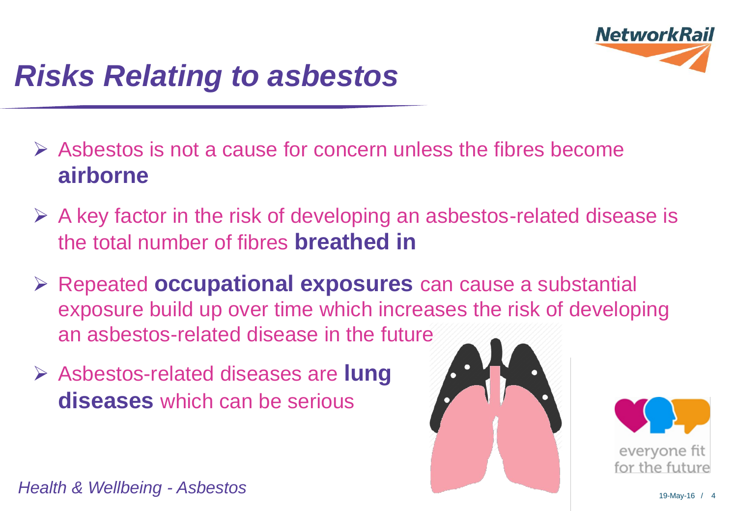# *Risks Relating to asbestos*

- Asbestos is not a cause for concern unless the fibres become **airborne**
- A key factor in the risk of developing an asbestos-related disease is the total number of fibres **breathed in**
- Repeated **occupational exposures** can cause a substantial exposure build up over time which increases the risk of developing an asbestos-related disease in the future
- Asbestos-related diseases are **lung diseases** which can be serious

*Health & Wellbeing - Asbestos*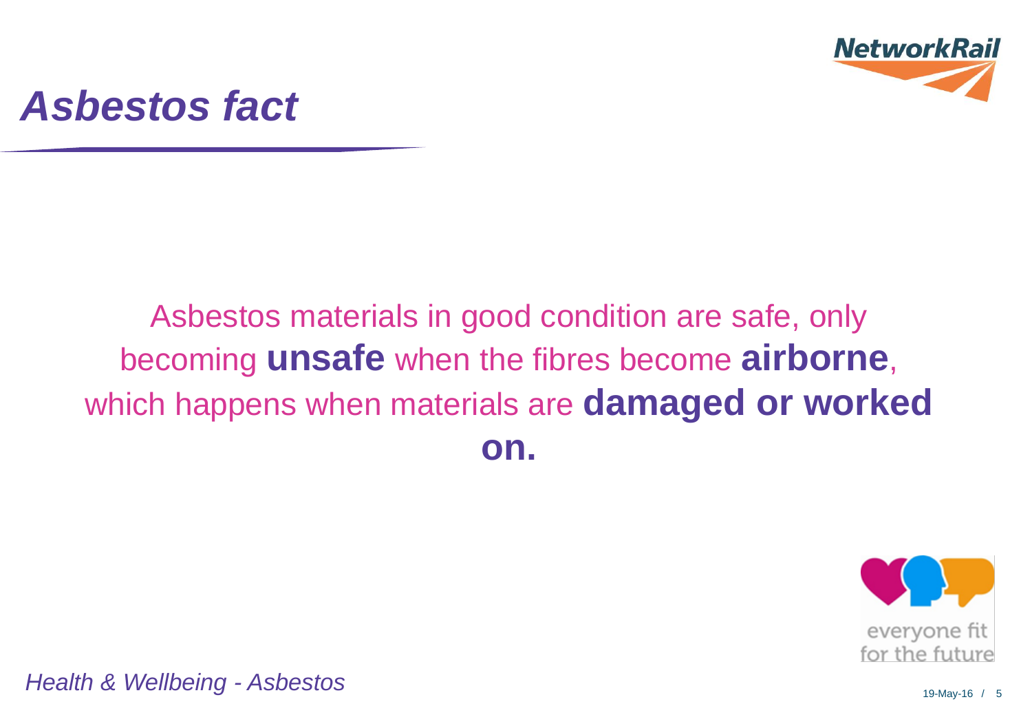# *Asbestos fact*

Asbestos materials in good condition are safe, only becoming **unsafe** when the fibres become **airborne**, which happens when materials are **damaged or worked on.**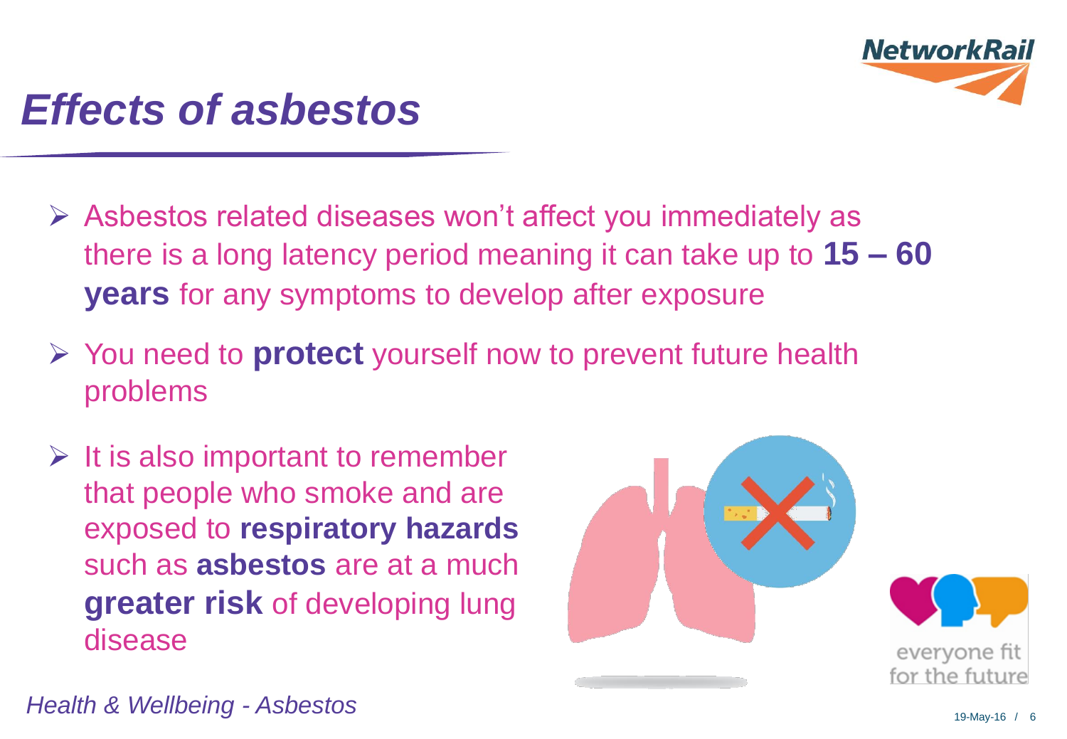# *Effects of asbestos*

- Asbestos related diseases won't affect you immediately as there is a long latency period meaning it can take up to **15 – 60 years** for any symptoms to develop after exposure
- You need to **protect** yourself now to prevent future health problems
- It is also important to remember that people who smoke and are exposed to **respiratory hazards** such as **asbestos** are at a much **greater risk** of developing lung disease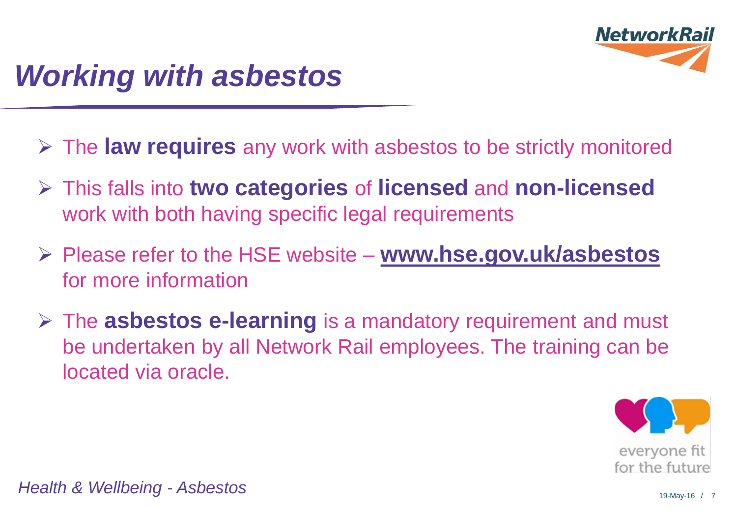# *Working with asbestos*

- The **law requires** any work with asbestos to be strictly monitored
- This falls into **two categories** of **licensed** and **non-licensed** work with both having specific legal requirements
- Please refer to the HSE website – **www.hse.gov.uk/asbestos** for more information
- The **asbestos e-learning** is a mandatory requirement and must be undertaken by all Network Rail employees. The training can be located via oracle.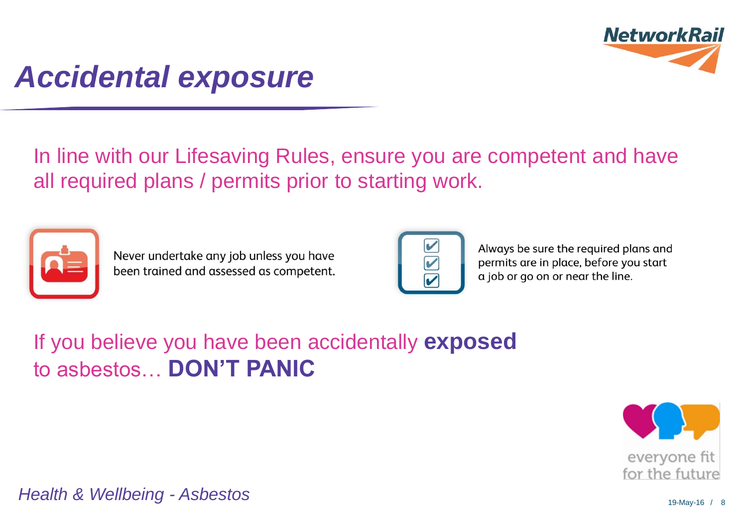# Accidental exposure

In line with our Lifesaving Rules, ensure you are competent and have all required plans / permits prior to starting work.

Never undertake any job unless you have been trained and assessed as competent.

Always be sure the required plans and permits are in place, before you start a job or go on or near the line.

If you believe you have been accidentally **exposed** to asbestos… **DON'T PANIC**

everyone fit for the future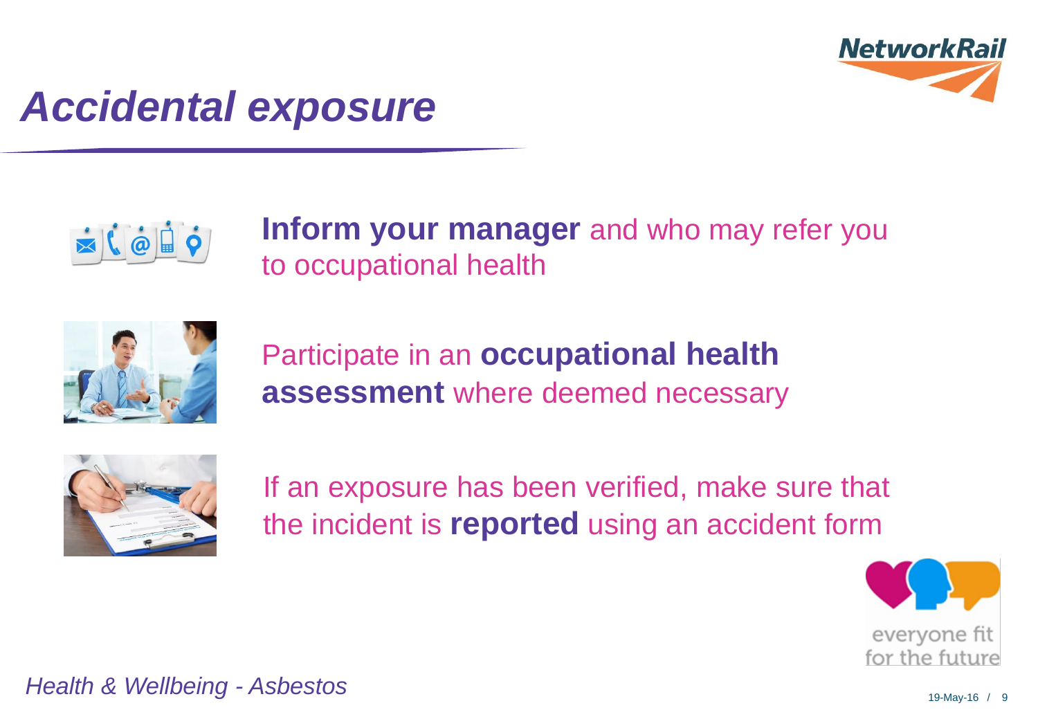# Accidental exposure

**Inform your manager** and who may refer you to occupational health

Participate in an **occupational health assessment** where deemed necessary

If an exposure has been verified, make sure that the incident is **reported** using an accident form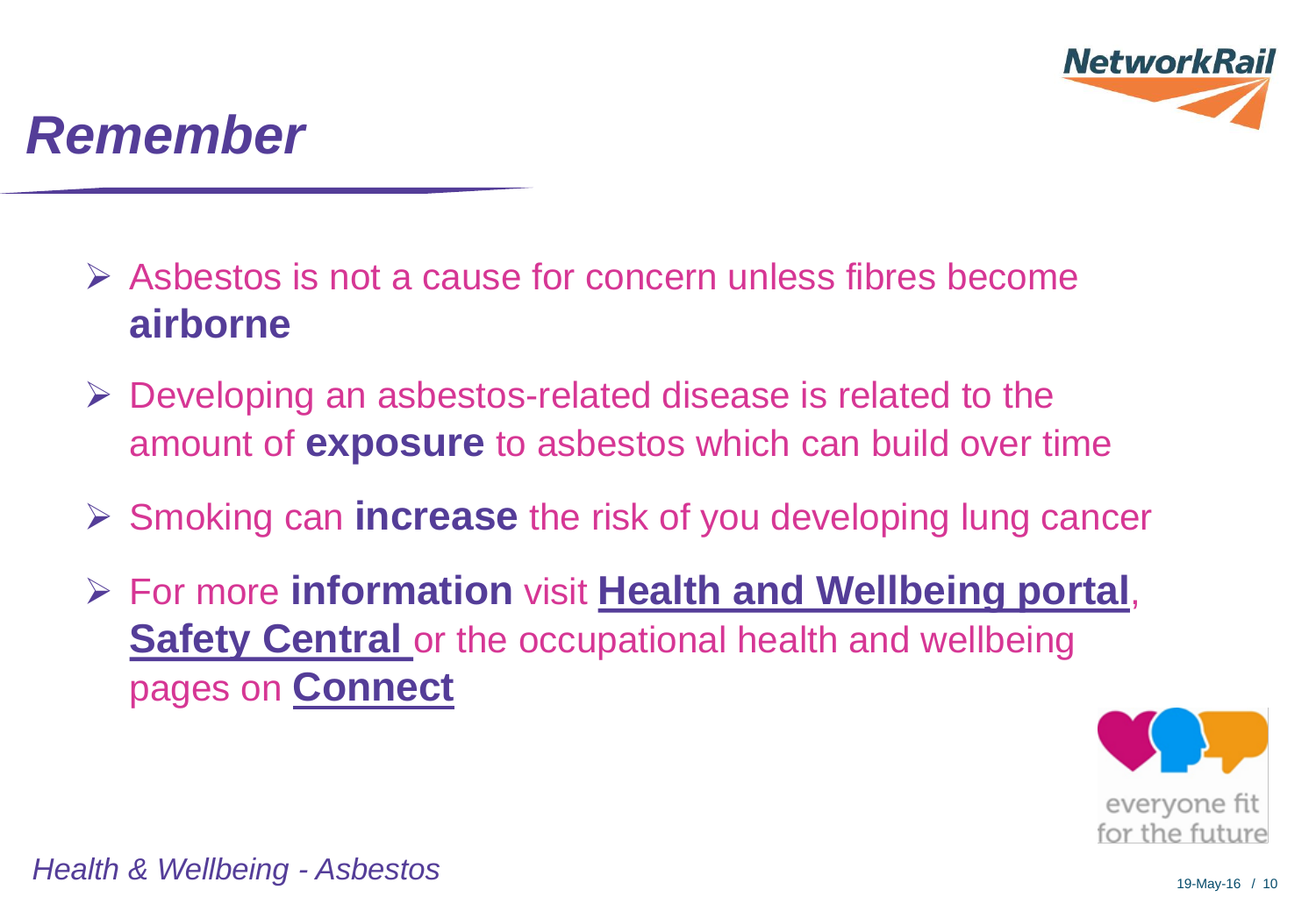# *Remember*

- Asbestos is not a cause for concern unless fibres become **airborne**
- Developing an asbestos-related disease is related to the amount of **exposure** to asbestos which can build over time
- Smoking can **increase** the risk of you developing lung cancer
- For more **information** visit **Health and Wellbeing portal**, **Safety Central** or the occupational health and wellbeing pages on **Connect**

everyone fit for the future